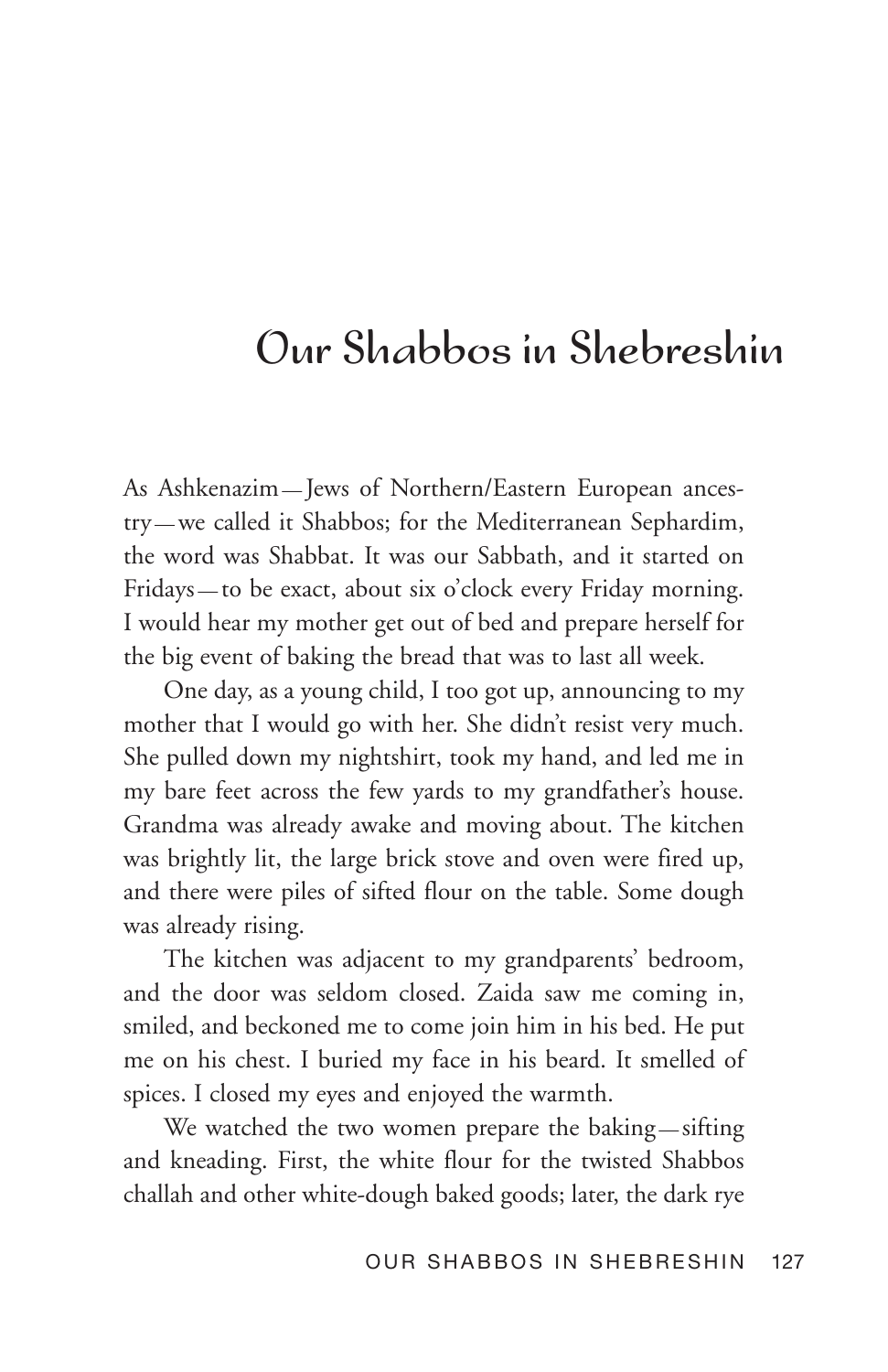# Our Shabbos in Shebreshin

As Ashkenazim—Jews of Northern/Eastern European ancestry—we called it Shabbos; for the Mediterranean Sephardim, the word was Shabbat. It was our Sabbath, and it started on Fridays—to be exact, about six o'clock every Friday morning. I would hear my mother get out of bed and prepare herself for the big event of baking the bread that was to last all week.

One day, as a young child, I too got up, announcing to my mother that I would go with her. She didn't resist very much. She pulled down my nightshirt, took my hand, and led me in my bare feet across the few yards to my grandfather's house. Grandma was already awake and moving about. The kitchen was brightly lit, the large brick stove and oven were fired up, and there were piles of sifted flour on the table. Some dough was already rising.

The kitchen was adjacent to my grandparents' bedroom, and the door was seldom closed. Zaida saw me coming in, smiled, and beckoned me to come join him in his bed. He put me on his chest. I buried my face in his beard. It smelled of spices. I closed my eyes and enjoyed the warmth.

We watched the two women prepare the baking—sifting and kneading. First, the white flour for the twisted Shabbos challah and other white-dough baked goods; later, the dark rye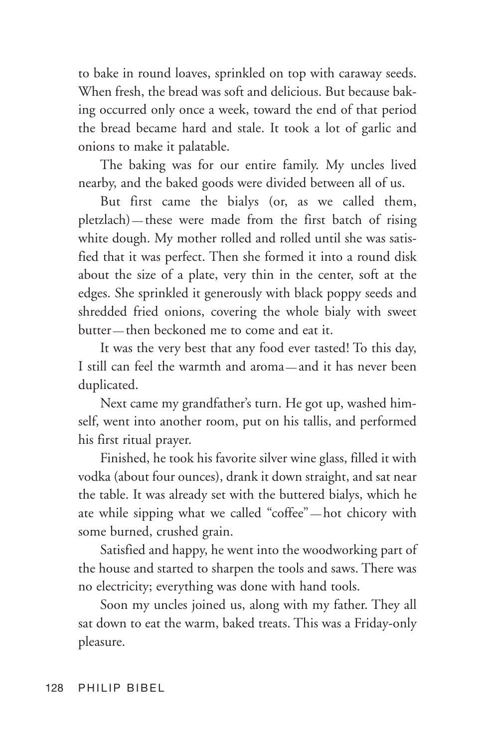to bake in round loaves, sprinkled on top with caraway seeds. When fresh, the bread was soft and delicious. But because baking occurred only once a week, toward the end of that period the bread became hard and stale. It took a lot of garlic and onions to make it palatable.

The baking was for our entire family. My uncles lived nearby, and the baked goods were divided between all of us.

But first came the bialys (or, as we called them, pletzlach)—these were made from the first batch of rising white dough. My mother rolled and rolled until she was satisfied that it was perfect. Then she formed it into a round disk about the size of a plate, very thin in the center, soft at the edges. She sprinkled it generously with black poppy seeds and shredded fried onions, covering the whole bialy with sweet butter—then beckoned me to come and eat it.

It was the very best that any food ever tasted! To this day, I still can feel the warmth and aroma—and it has never been duplicated.

Next came my grandfather's turn. He got up, washed himself, went into another room, put on his tallis, and performed his first ritual prayer.

Finished, he took his favorite silver wine glass, filled it with vodka (about four ounces), drank it down straight, and sat near the table. It was already set with the buttered bialys, which he ate while sipping what we called "coffee"—hot chicory with some burned, crushed grain.

Satisfied and happy, he went into the woodworking part of the house and started to sharpen the tools and saws. There was no electricity; everything was done with hand tools.

Soon my uncles joined us, along with my father. They all sat down to eat the warm, baked treats. This was a Friday-only pleasure.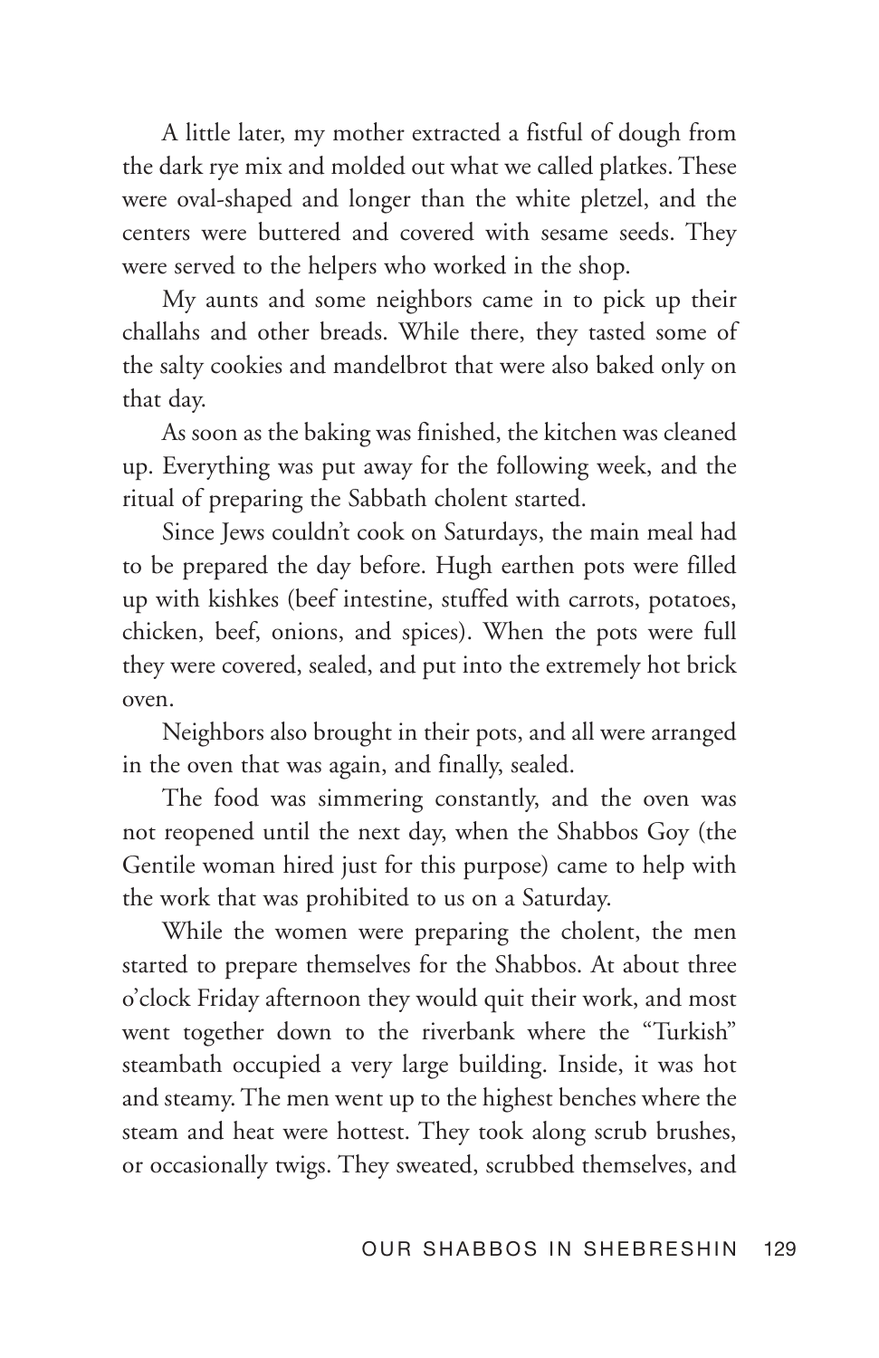A little later, my mother extracted a fistful of dough from the dark rye mix and molded out what we called platkes. These were oval-shaped and longer than the white pletzel, and the centers were buttered and covered with sesame seeds. They were served to the helpers who worked in the shop.

My aunts and some neighbors came in to pick up their challahs and other breads. While there, they tasted some of the salty cookies and mandelbrot that were also baked only on that day.

As soon as the baking was finished, the kitchen was cleaned up. Everything was put away for the following week, and the ritual of preparing the Sabbath cholent started.

Since Jews couldn't cook on Saturdays, the main meal had to be prepared the day before. Hugh earthen pots were filled up with kishkes (beef intestine, stuffed with carrots, potatoes, chicken, beef, onions, and spices). When the pots were full they were covered, sealed, and put into the extremely hot brick oven.

Neighbors also brought in their pots, and all were arranged in the oven that was again, and finally, sealed.

The food was simmering constantly, and the oven was not reopened until the next day, when the Shabbos Goy (the Gentile woman hired just for this purpose) came to help with the work that was prohibited to us on a Saturday.

While the women were preparing the cholent, the men started to prepare themselves for the Shabbos. At about three o'clock Friday afternoon they would quit their work, and most went together down to the riverbank where the "Turkish" steambath occupied a very large building. Inside, it was hot and steamy. The men went up to the highest benches where the steam and heat were hottest. They took along scrub brushes, or occasionally twigs. They sweated, scrubbed themselves, and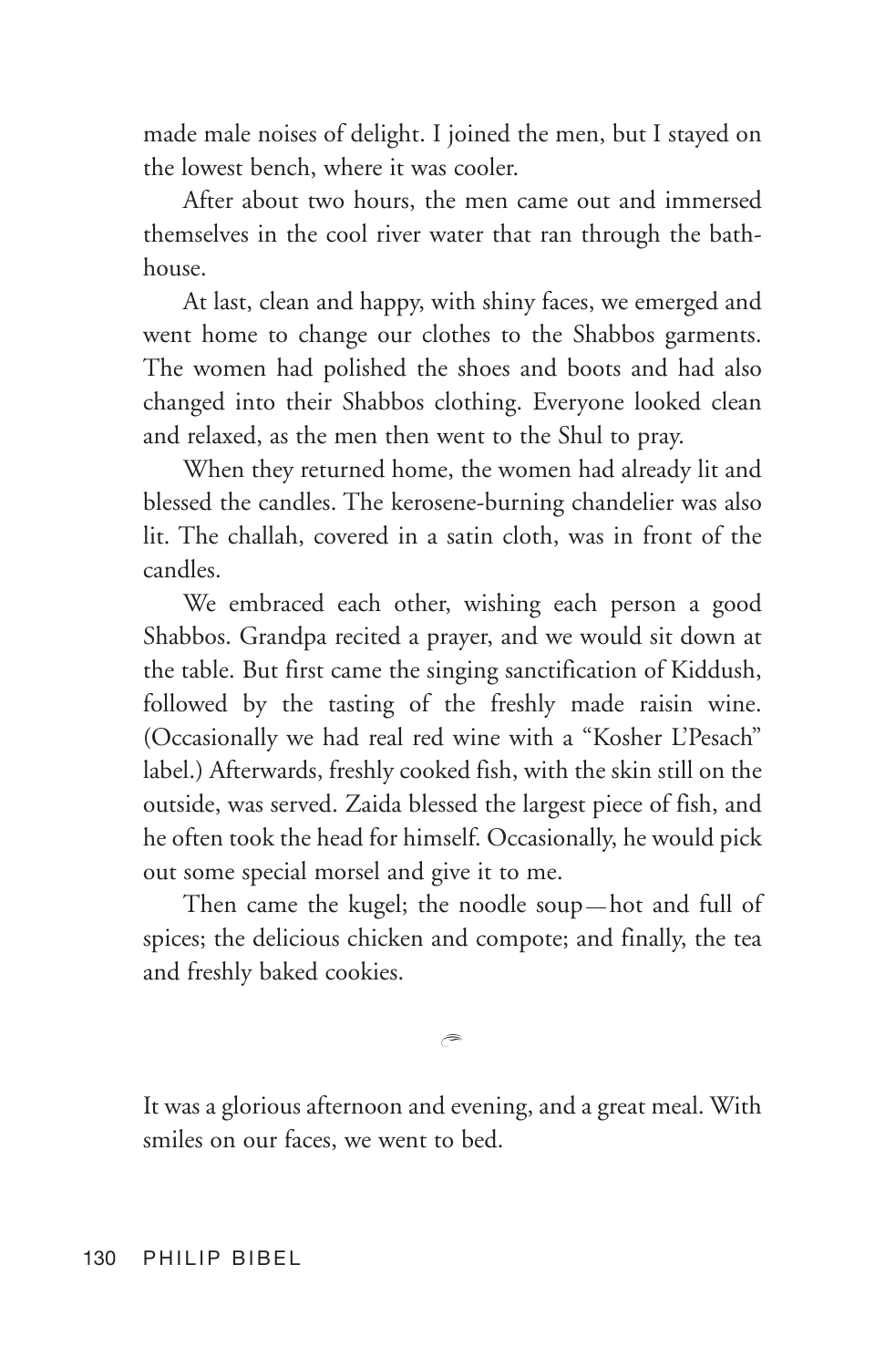made male noises of delight. I joined the men, but I stayed on the lowest bench, where it was cooler.

After about two hours, the men came out and immersed themselves in the cool river water that ran through the bathhouse.

At last, clean and happy, with shiny faces, we emerged and went home to change our clothes to the Shabbos garments. The women had polished the shoes and boots and had also changed into their Shabbos clothing. Everyone looked clean and relaxed, as the men then went to the Shul to pray.

When they returned home, the women had already lit and blessed the candles. The kerosene-burning chandelier was also lit. The challah, covered in a satin cloth, was in front of the candles.

We embraced each other, wishing each person a good Shabbos. Grandpa recited a prayer, and we would sit down at the table. But first came the singing sanctification of Kiddush, followed by the tasting of the freshly made raisin wine. (Occasionally we had real red wine with a "Kosher L'Pesach" label.) Afterwards, freshly cooked fish, with the skin still on the outside, was served. Zaida blessed the largest piece of fish, and he often took the head for himself. Occasionally, he would pick out some special morsel and give it to me.

Then came the kugel; the noodle soup—hot and full of spices; the delicious chicken and compote; and finally, the tea and freshly baked cookies.

---

It was a glorious afternoon and evening, and a great meal. With smiles on our faces, we went to bed.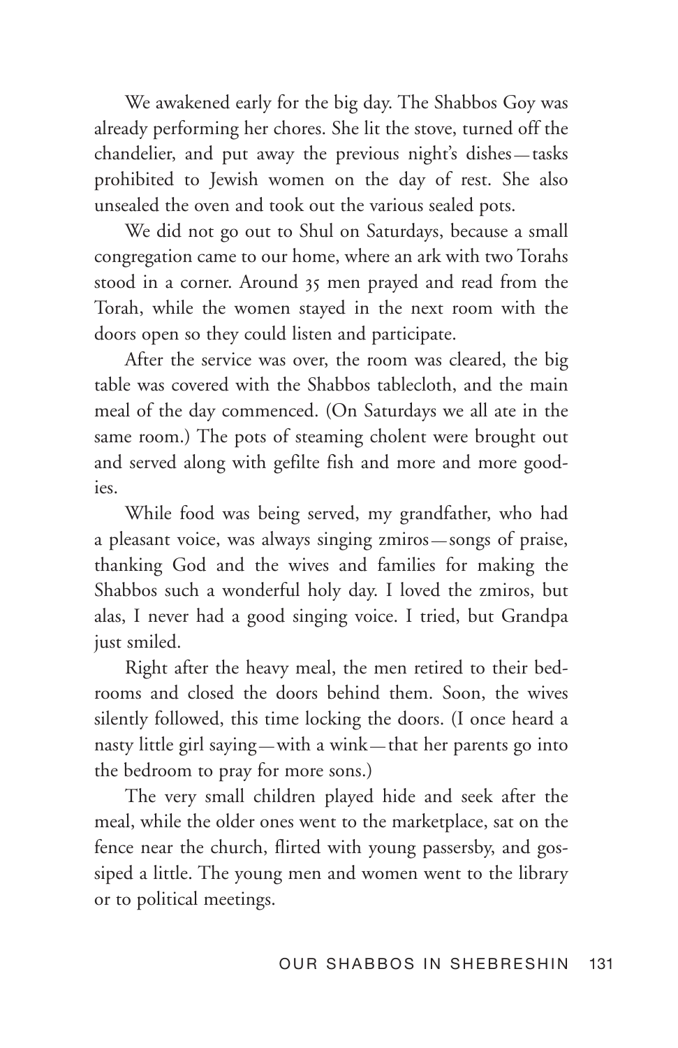We awakened early for the big day. The Shabbos Goy was already performing her chores. She lit the stove, turned off the chandelier, and put away the previous night's dishes—tasks prohibited to Jewish women on the day of rest. She also unsealed the oven and took out the various sealed pots.

We did not go out to Shul on Saturdays, because a small congregation came to our home, where an ark with two Torahs stood in a corner. Around 35 men prayed and read from the Torah, while the women stayed in the next room with the doors open so they could listen and participate.

After the service was over, the room was cleared, the big table was covered with the Shabbos tablecloth, and the main meal of the day commenced. (On Saturdays we all ate in the same room.) The pots of steaming cholent were brought out and served along with gefilte fish and more and more goodies.

While food was being served, my grandfather, who had a pleasant voice, was always singing zmiros—songs of praise, thanking God and the wives and families for making the Shabbos such a wonderful holy day. I loved the zmiros, but alas, I never had a good singing voice. I tried, but Grandpa just smiled.

Right after the heavy meal, the men retired to their bedrooms and closed the doors behind them. Soon, the wives silently followed, this time locking the doors. (I once heard a nasty little girl saying—with a wink—that her parents go into the bedroom to pray for more sons.)

The very small children played hide and seek after the meal, while the older ones went to the marketplace, sat on the fence near the church, flirted with young passersby, and gossiped a little. The young men and women went to the library or to political meetings.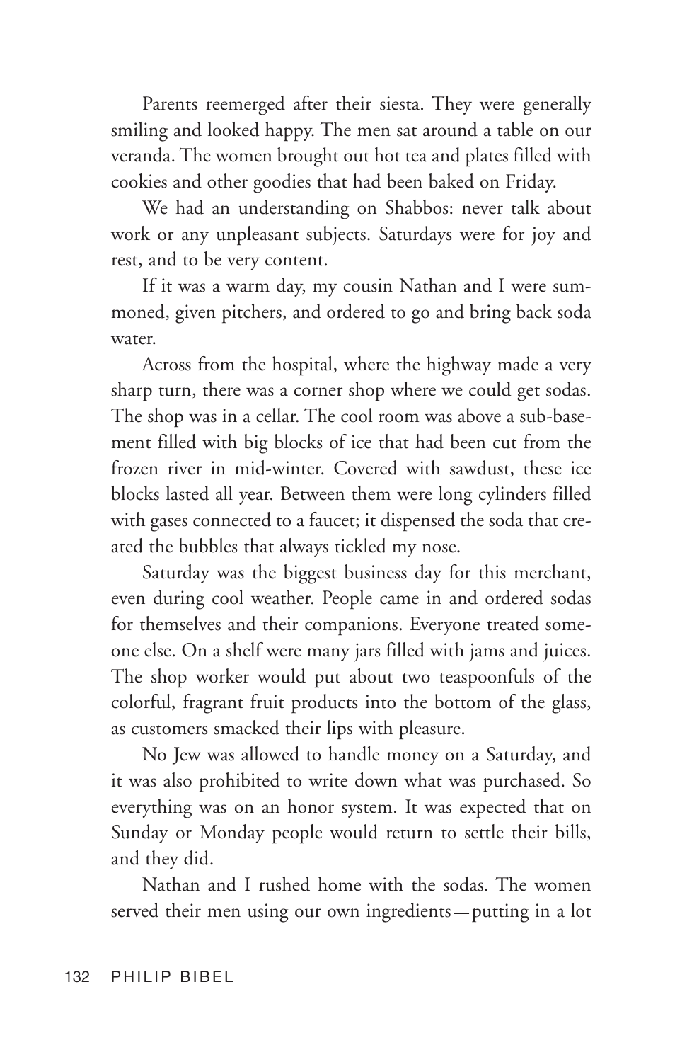Parents reemerged after their siesta. They were generally smiling and looked happy. The men sat around a table on our veranda. The women brought out hot tea and plates filled with cookies and other goodies that had been baked on Friday.

We had an understanding on Shabbos: never talk about work or any unpleasant subjects. Saturdays were for joy and rest, and to be very content.

If it was a warm day, my cousin Nathan and I were summoned, given pitchers, and ordered to go and bring back soda water.

Across from the hospital, where the highway made a very sharp turn, there was a corner shop where we could get sodas. The shop was in a cellar. The cool room was above a sub-basement filled with big blocks of ice that had been cut from the frozen river in mid-winter. Covered with sawdust, these ice blocks lasted all year. Between them were long cylinders filled with gases connected to a faucet; it dispensed the soda that created the bubbles that always tickled my nose.

Saturday was the biggest business day for this merchant, even during cool weather. People came in and ordered sodas for themselves and their companions. Everyone treated someone else. On a shelf were many jars filled with jams and juices. The shop worker would put about two teaspoonfuls of the colorful, fragrant fruit products into the bottom of the glass, as customers smacked their lips with pleasure.

No Jew was allowed to handle money on a Saturday, and it was also prohibited to write down what was purchased. So everything was on an honor system. It was expected that on Sunday or Monday people would return to settle their bills, and they did.

Nathan and I rushed home with the sodas. The women served their men using our own ingredients—putting in a lot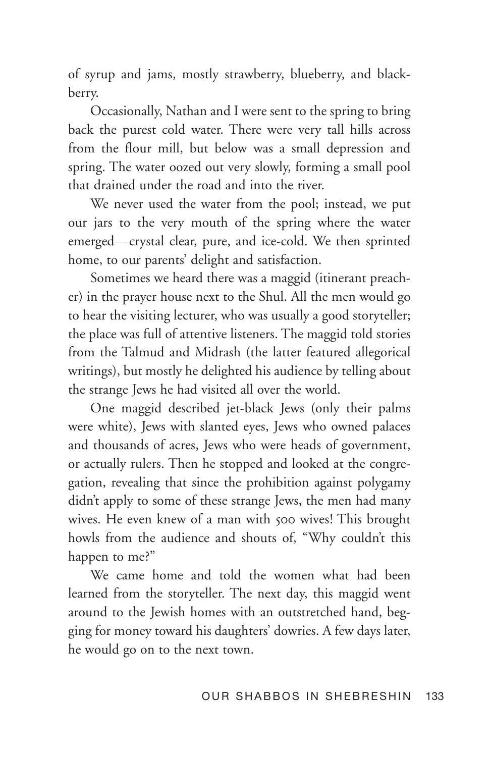of syrup and jams, mostly strawberry, blueberry, and blackberry.

Occasionally, Nathan and I were sent to the spring to bring back the purest cold water. There were very tall hills across from the flour mill, but below was a small depression and spring. The water oozed out very slowly, forming a small pool that drained under the road and into the river.

We never used the water from the pool; instead, we put our jars to the very mouth of the spring where the water emerged—crystal clear, pure, and ice-cold. We then sprinted home, to our parents' delight and satisfaction.

Sometimes we heard there was a maggid (itinerant preacher) in the prayer house next to the Shul. All the men would go to hear the visiting lecturer, who was usually a good storyteller; the place was full of attentive listeners. The maggid told stories from the Talmud and Midrash (the latter featured allegorical writings), but mostly he delighted his audience by telling about the strange Jews he had visited all over the world.

One maggid described jet-black Jews (only their palms were white), Jews with slanted eyes, Jews who owned palaces and thousands of acres, Jews who were heads of government, or actually rulers. Then he stopped and looked at the congregation, revealing that since the prohibition against polygamy didn't apply to some of these strange Jews, the men had many wives. He even knew of a man with 500 wives! This brought howls from the audience and shouts of, "Why couldn't this happen to me?"

We came home and told the women what had been learned from the storyteller. The next day, this maggid went around to the Jewish homes with an outstretched hand, begging for money toward his daughters' dowries. A few days later, he would go on to the next town.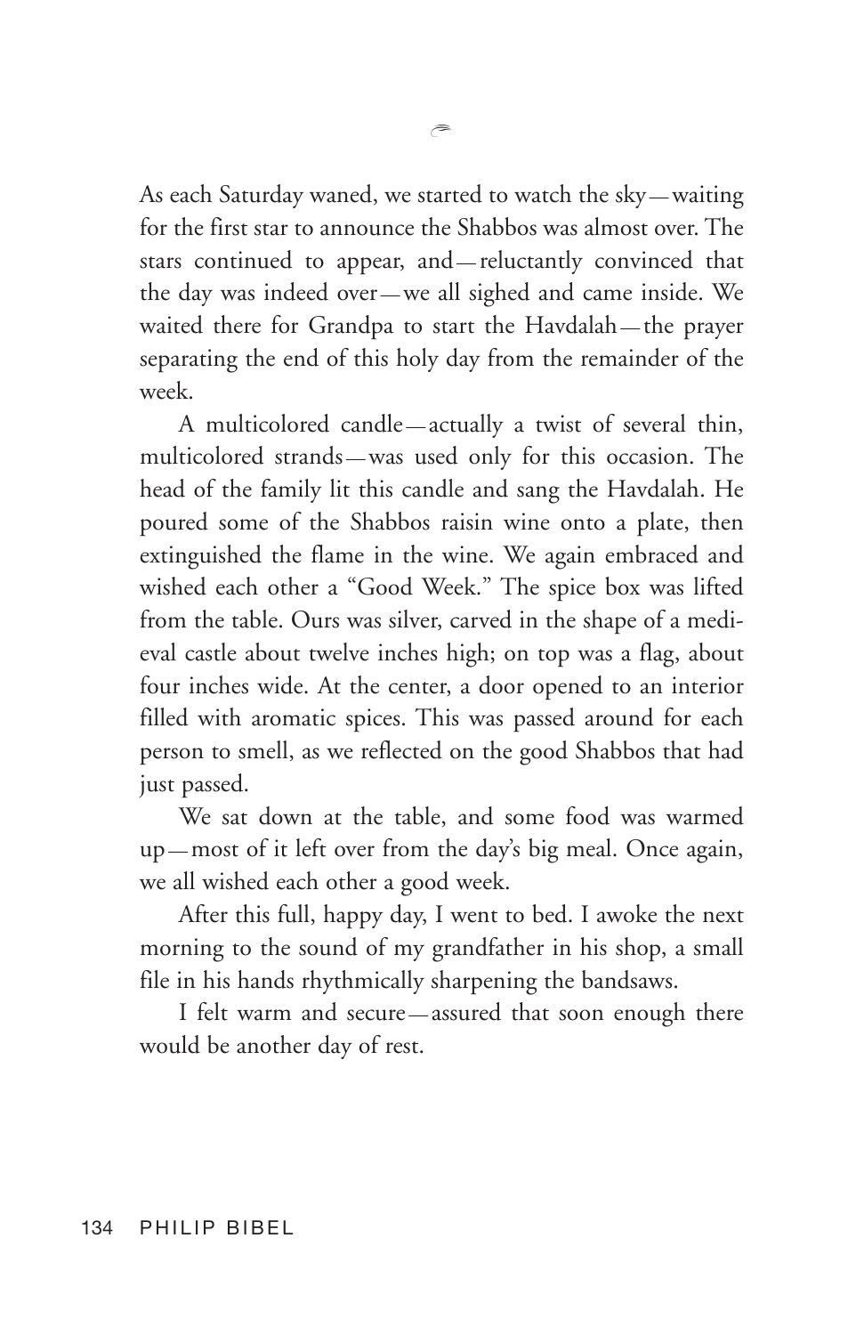As each Saturday waned, we started to watch the sky—waiting for the first star to announce the Shabbos was almost over. The stars continued to appear, and—reluctantly convinced that the day was indeed over—we all sighed and came inside. We waited there for Grandpa to start the Havdalah—the prayer separating the end of this holy day from the remainder of the week.

A multicolored candle—actually a twist of several thin, multicolored strands—was used only for this occasion. The head of the family lit this candle and sang the Havdalah. He poured some of the Shabbos raisin wine onto a plate, then extinguished the flame in the wine. We again embraced and wished each other a "Good Week." The spice box was lifted from the table. Ours was silver, carved in the shape of a medieval castle about twelve inches high; on top was a flag, about four inches wide. At the center, a door opened to an interior filled with aromatic spices. This was passed around for each person to smell, as we reflected on the good Shabbos that had just passed.

We sat down at the table, and some food was warmed up—most of it left over from the day's big meal. Once again, we all wished each other a good week.

After this full, happy day, I went to bed. I awoke the next morning to the sound of my grandfather in his shop, a small file in his hands rhythmically sharpening the bandsaws.

I felt warm and secure—assured that soon enough there would be another day of rest.